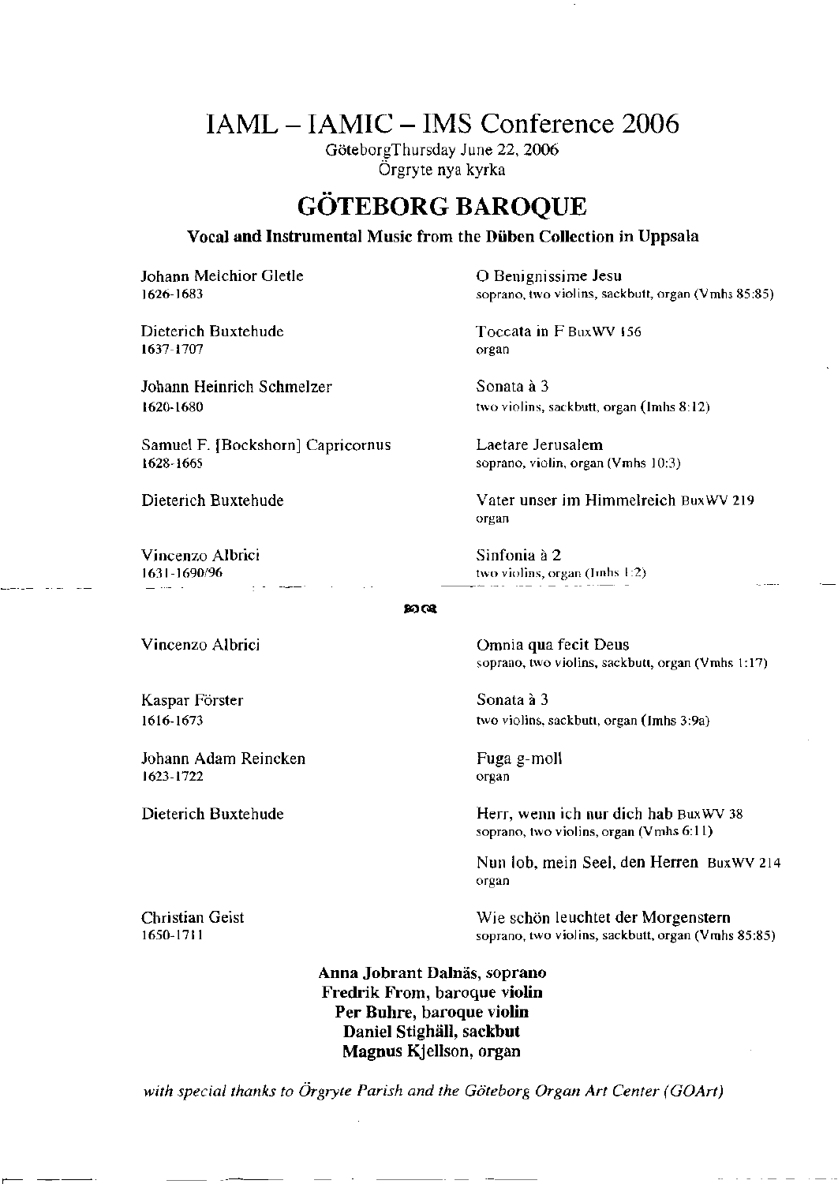# IAML – IAMIC – IMS Conference 2006

GöteborgThursday June 22, 2006
Örgryte nya kyrka

## GÖTEBORG BAROQUE

**Vocal and Instrumental Music from the Düben Collection in Uppsala**

| Composer | Work |
|---|---|
| Johann Melchior Gletle<br>1626-1683 | O Benignissime Jesu<br>soprano, two violins, sackbutt, organ (Vmhs 85:85) |
| Dieterich Buxtehude<br>1637-1707 | Toccata in F BuxWV 156<br>organ |
| Johann Heinrich Schmelzer<br>1620-1680 | Sonata à 3<br>two violins, sackbutt, organ (Imhs 8:12) |
| Samuel F. [Bockshorn] Capricornus<br>1628-1665 | Laetare Jerusalem<br>soprano, violin, organ (Vmhs 10:3) |
| Dieterich Buxtehude | Vater unser im Himmelreich BuxWV 219<br>organ |
| Vincenzo Albrici<br>1631-1690/96 | Sinfonia à 2<br>two violins, organ (Imhs 1:2) |

ഇര

| Composer | Work |
|---|---|
| Vincenzo Albrici | Omnia qua fecit Deus<br>soprano, two violins, sackbutt, organ (Vmhs 1:17) |
| Kaspar Förster<br>1616-1673 | Sonata à 3<br>two violins, sackbutt, organ (Imhs 3:9a) |
| Johann Adam Reincken<br>1623-1722 | Fuga g-moll<br>organ |
| Dieterich Buxtehude | Herr, wenn ich nur dich hab BuxWV 38<br>soprano, two violins, organ (Vmhs 6:11) |
| | Nun lob, mein Seel, den Herren BuxWV 214<br>organ |
| Christian Geist<br>1650-1711 | Wie schön leuchtet der Morgenstern<br>soprano, two violins, sackbutt, organ (Vmhs 85:85) |

**Anna Jobrant Dalnäs, soprano**
**Fredrik From, baroque violin**
**Per Buhre, baroque violin**
**Daniel Stighäll, sackbut**
**Magnus Kjellson, organ**

*with special thanks to Örgryte Parish and the Göteborg Organ Art Center (GOArt)*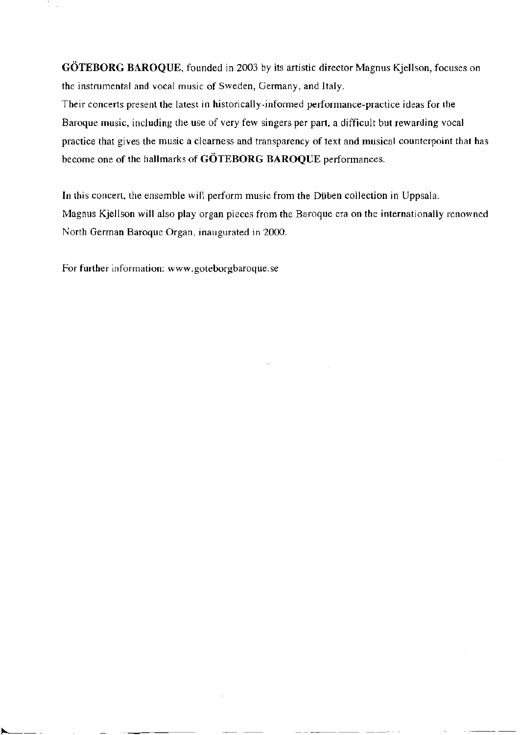**GÖTEBORG BAROQUE**, founded in 2003 by its artistic director Magnus Kjellson, focuses on the instrumental and vocal music of Sweden, Germany, and Italy.
Their concerts present the latest in historically-informed performance-practice ideas for the Baroque music, including the use of very few singers per part, a difficult but rewarding vocal practice that gives the music a clearness and transparency of text and musical counterpoint that has become one of the hallmarks of **GÖTEBORG BAROQUE** performances.

In this concert, the ensemble will perform music from the Düben collection in Uppsala.
Magnus Kjellson will also play organ pieces from the Baroque era on the internationally renowned North German Baroque Organ, inaugurated in 2000.

For further information: www.goteborgbaroque.se